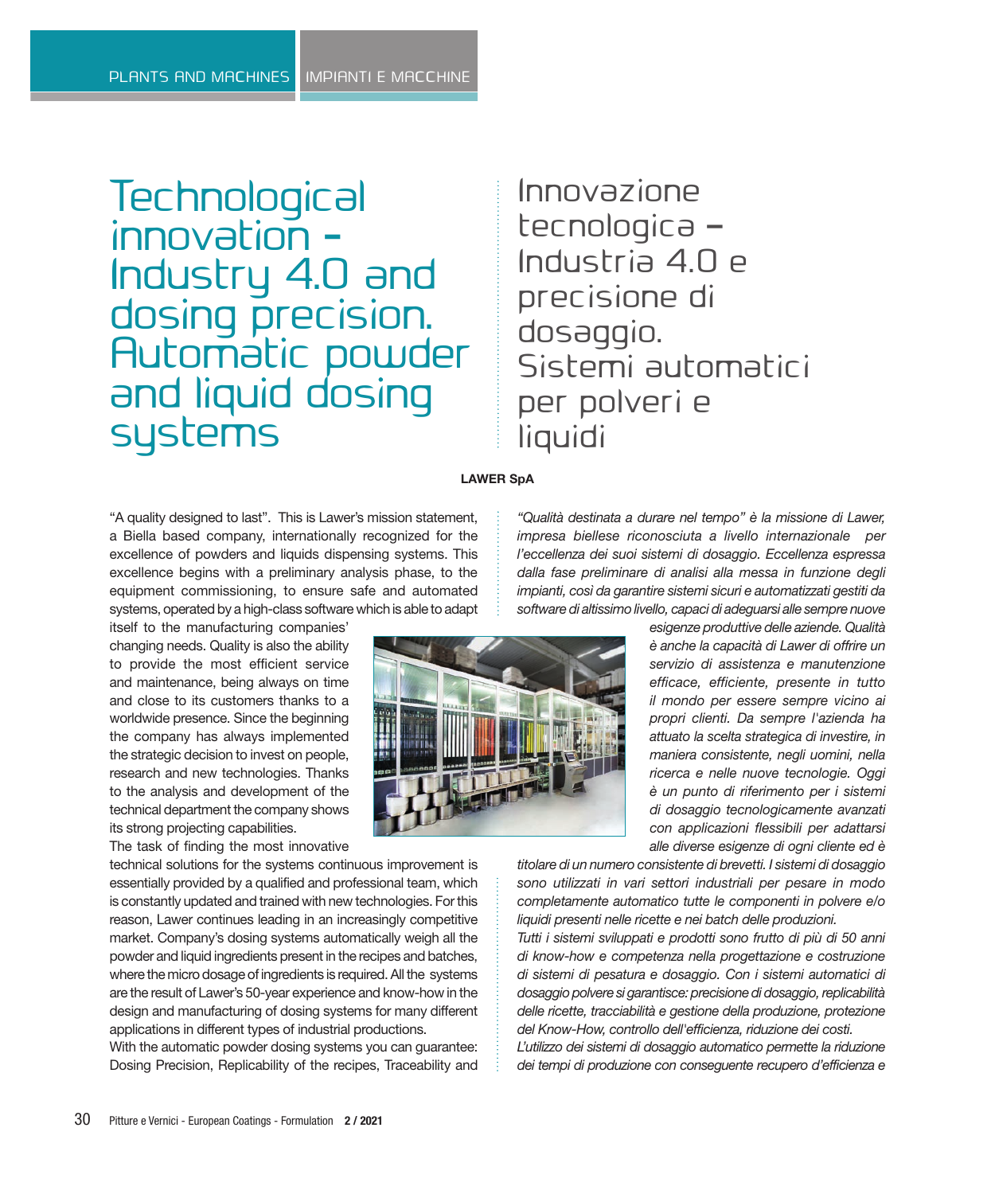# Technological innovation - Industry 4.0 and dosing precision. Automatic powder and liquid dosing systems

# Innovazione tecnologica – Industria 4.0 e precisione di dosaggio. Sistemi automatici per polveri e liquidi

**LAWER SpA**

"A quality designed to last". This is Lawer's mission statement, a Biella based company, internationally recognized for the excellence of powders and liquids dispensing systems. This excellence begins with a preliminary analysis phase, to the equipment commissioning, to ensure safe and automated systems, operated by a high-class software which is able to adapt itself to the manufacturing companies' changing needs. Quality is also the ability to provide the most efficient service and maintenance, being always on time and close to its customers thanks to a worldwide presence. Since the beginning the company has always implemented the strategic decision to invest on people, research and new technologies. Thanks to the analysis and development of the technical department the company shows its strong projecting capabilities.

The task of finding the most innovative technical solutions for the systems continuous improvement is essentially provided by a qualified and professional team, which is constantly updated and trained with new technologies. For this reason, Lawer continues leading in an increasingly competitive market. Company's dosing systems automatically weigh all the powder and liquid ingredients present in the recipes and batches, where the micro dosage of ingredients is required. All the systems are the result of Lawer's 50-year experience and know-how in the design and manufacturing of dosing systems for many different applications in different types of industrial productions.

With the automatic powder dosing systems you can guarantee: Dosing Precision, Replicability of the recipes, Traceability and

*"Qualità destinata a durare nel tempo" è la missione di Lawer, impresa biellese riconosciuta a livello internazionale per l'eccellenza dei suoi sistemi di dosaggio. Eccellenza espressa dalla fase preliminare di analisi alla messa in funzione degli impianti, così da garantire sistemi sicuri e automatizzati gestiti da software di altissimo livello, capaci di adeguarsi alle sempre nuove esigenze produttive delle aziende. Qualità è anche la capacità di Lawer di offrire un servizio di assistenza e manutenzione efficace, efficiente, presente in tutto il mondo per essere sempre vicino ai propri clienti. Da sempre l'azienda ha attuato la scelta strategica di investire, in maniera consistente, negli uomini, nella ricerca e nelle nuove tecnologie. Oggi è un punto di riferimento per i sistemi di dosaggio tecnologicamente avanzati con applicazioni flessibili per adattarsi alle diverse esigenze di ogni cliente ed è titolare di un numero consistente di brevetti. I sistemi di dosaggio sono utilizzati in vari settori industriali per pesare in modo completamente automatico tutte le componenti in polvere e/o liquidi presenti nelle ricette e nei batch delle produzioni.*

*Tutti i sistemi sviluppati e prodotti sono frutto di più di 50 anni di know-how e competenza nella progettazione e costruzione di sistemi di pesatura e dosaggio. Con i sistemi automatici di dosaggio polvere si garantisce: precisione di dosaggio, replicabilità delle ricette, tracciabilità e gestione della produzione, protezione del Know-How, controllo dell'efficienza, riduzione dei costi.*

*L'utilizzo dei sistemi di dosaggio automatico permette la riduzione dei tempi di produzione con conseguente recupero d'efficienza e*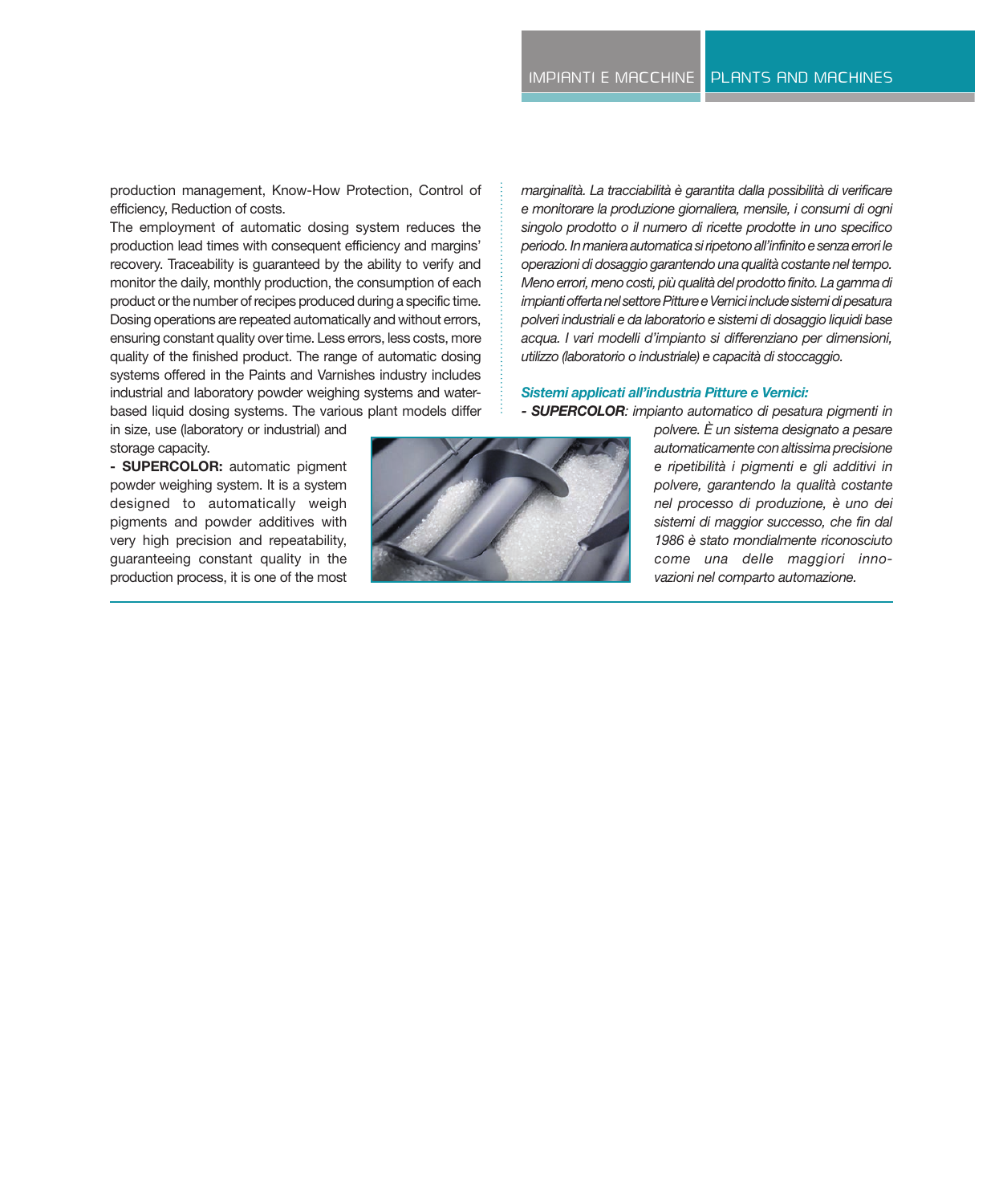production management, Know-How Protection, Control of efficiency, Reduction of costs.

The employment of automatic dosing system reduces the production lead times with consequent efficiency and margins' recovery. Traceability is guaranteed by the ability to verify and monitor the daily, monthly production, the consumption of each product or the number of recipes produced during a specific time. Dosing operations are repeated automatically and without errors, ensuring constant quality over time. Less errors, less costs, more quality of the finished product. The range of automatic dosing systems offered in the Paints and Varnishes industry includes industrial and laboratory powder weighing systems and water-based liquid dosing systems. The various plant models differ in size, use (laboratory or industrial) and storage capacity.

**- SUPERCOLOR:** automatic pigment powder weighing system. It is a system designed to automatically weigh pigments and powder additives with very high precision and repeatability, guaranteeing constant quality in the production process, it is one of the most

*marginalità. La tracciabilità è garantita dalla possibilità di verificare e monitorare la produzione giornaliera, mensile, i consumi di ogni singolo prodotto o il numero di ricette prodotte in uno specifico periodo. In maniera automatica si ripetono all'infinito e senza errori le operazioni di dosaggio garantendo una qualità costante nel tempo. Meno errori, meno costi, più qualità del prodotto finito. La gamma di impianti offerta nel settore Pitture e Vernici include sistemi di pesatura polveri industriali e da laboratorio e sistemi di dosaggio liquidi base acqua. I vari modelli d'impianto si differenziano per dimensioni, utilizzo (laboratorio o industriale) e capacità di stoccaggio.*

***Sistemi applicati all'industria Pitture e Vernici:***

***- SUPERCOLOR****: impianto automatico di pesatura pigmenti in polvere. È un sistema designato a pesare automaticamente con altissima precisione e ripetibilità i pigmenti e gli additivi in polvere, garantendo la qualità costante nel processo di produzione, è uno dei sistemi di maggior successo, che fin dal 1986 è stato mondialmente riconosciuto come una delle maggiori innovazioni nel comparto automazione.*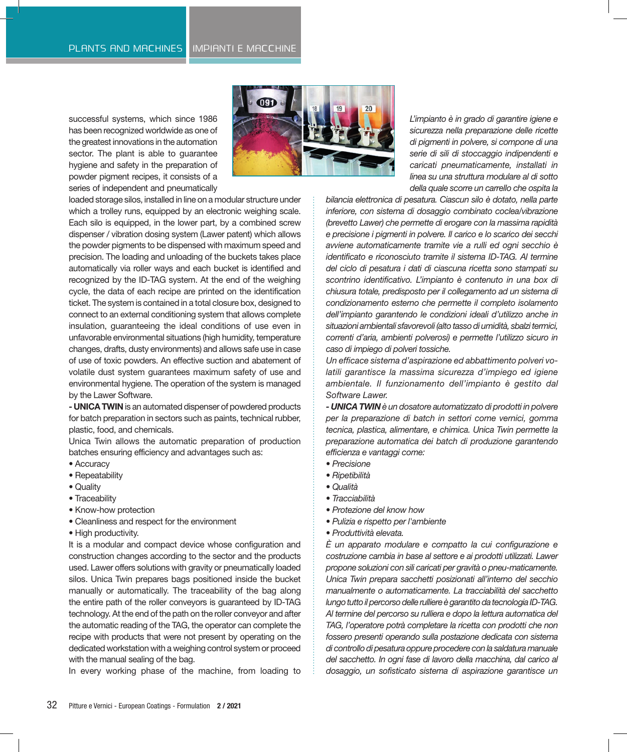successful systems, which since 1986 has been recognized worldwide as one of the greatest innovations in the automation sector. The plant is able to guarantee hygiene and safety in the preparation of powder pigment recipes, it consists of a series of independent and pneumatically loaded storage silos, installed in line on a modular structure under which a trolley runs, equipped by an electronic weighing scale. Each silo is equipped, in the lower part, by a combined screw dispenser / vibration dosing system (Lawer patent) which allows the powder pigments to be dispensed with maximum speed and precision. The loading and unloading of the buckets takes place automatically via roller ways and each bucket is identified and recognized by the ID-TAG system. At the end of the weighing cycle, the data of each recipe are printed on the identification ticket. The system is contained in a total closure box, designed to connect to an external conditioning system that allows complete insulation, guaranteeing the ideal conditions of use even in unfavorable environmental situations (high humidity, temperature changes, drafts, dusty environments) and allows safe use in case of use of toxic powders. An effective suction and abatement of volatile dust system guarantees maximum safety of use and environmental hygiene. The operation of the system is managed by the Lawer Software.

**- UNICA TWIN** is an automated dispenser of powdered products for batch preparation in sectors such as paints, technical rubber, plastic, food, and chemicals.

Unica Twin allows the automatic preparation of production batches ensuring efficiency and advantages such as:

- Accuracy
- Repeatability
- Quality
- Traceability
- Know-how protection
- Cleanliness and respect for the environment
- High productivity.

It is a modular and compact device whose configuration and construction changes according to the sector and the products used. Lawer offers solutions with gravity or pneumatically loaded silos. Unica Twin prepares bags positioned inside the bucket manually or automatically. The traceability of the bag along the entire path of the roller conveyors is guaranteed by ID-TAG technology. At the end of the path on the roller conveyor and after the automatic reading of the TAG, the operator can complete the recipe with products that were not present by operating on the dedicated workstation with a weighing control system or proceed with the manual sealing of the bag.

In every working phase of the machine, from loading to

*L'impianto è in grado di garantire igiene e sicurezza nella preparazione delle ricette di pigmenti in polvere, si compone di una serie di sili di stoccaggio indipendenti e caricati pneumaticamente, installati in linea su una struttura modulare al di sotto della quale scorre un carrello che ospita la bilancia elettronica di pesatura. Ciascun silo è dotato, nella parte inferiore, con sistema di dosaggio combinato coclea/vibrazione (brevetto Lawer) che permette di erogare con la massima rapidità e precisione i pigmenti in polvere. Il carico e lo scarico dei secchi avviene automaticamente tramite vie a rulli ed ogni secchio è identificato e riconosciuto tramite il sistema ID-TAG. Al termine del ciclo di pesatura i dati di ciascuna ricetta sono stampati su scontrino identificativo. L'impianto è contenuto in una box di chiusura totale, predisposto per il collegamento ad un sistema di condizionamento esterno che permette il completo isolamento dell'impianto garantendo le condizioni ideali d'utilizzo anche in situazioni ambientali sfavorevoli (alto tasso di umidità, sbalzi termici, correnti d'aria, ambienti polverosi) e permette l'utilizzo sicuro in caso di impiego di polveri tossiche.*

*Un efficace sistema d'aspirazione ed abbattimento polveri volatili garantisce la massima sicurezza d'impiego ed igiene ambientale. Il funzionamento dell'impianto è gestito dal Software Lawer.*

***- UNICA TWIN** è un dosatore automatizzato di prodotti in polvere per la preparazione di batch in settori come vernici, gomma tecnica, plastica, alimentare, e chimica. Unica Twin permette la preparazione automatica dei batch di produzione garantendo efficienza e vantaggi come:*

- *Precisione*
- *Ripetibilità*
- *Qualità*
- *Tracciabilità*
- *Protezione del know how*
- *Pulizia e rispetto per l'ambiente*
- *Produttività elevata.*

*È un apparato modulare e compatto la cui configurazione e costruzione cambia in base al settore e ai prodotti utilizzati. Lawer propone soluzioni con sili caricati per gravità o pneu-maticamente. Unica Twin prepara sacchetti posizionati all'interno del secchio manualmente o automaticamente. La tracciabilità del sacchetto lungo tutto il percorso delle rulliere è garantito da tecnologia ID-TAG. Al termine del percorso su rulliera e dopo la lettura automatica del TAG, l'operatore potrà completare la ricetta con prodotti che non fossero presenti operando sulla postazione dedicata con sistema di controllo di pesatura oppure procedere con la saldatura manuale del sacchetto. In ogni fase di lavoro della macchina, dal carico al dosaggio, un sofisticato sistema di aspirazione garantisce un*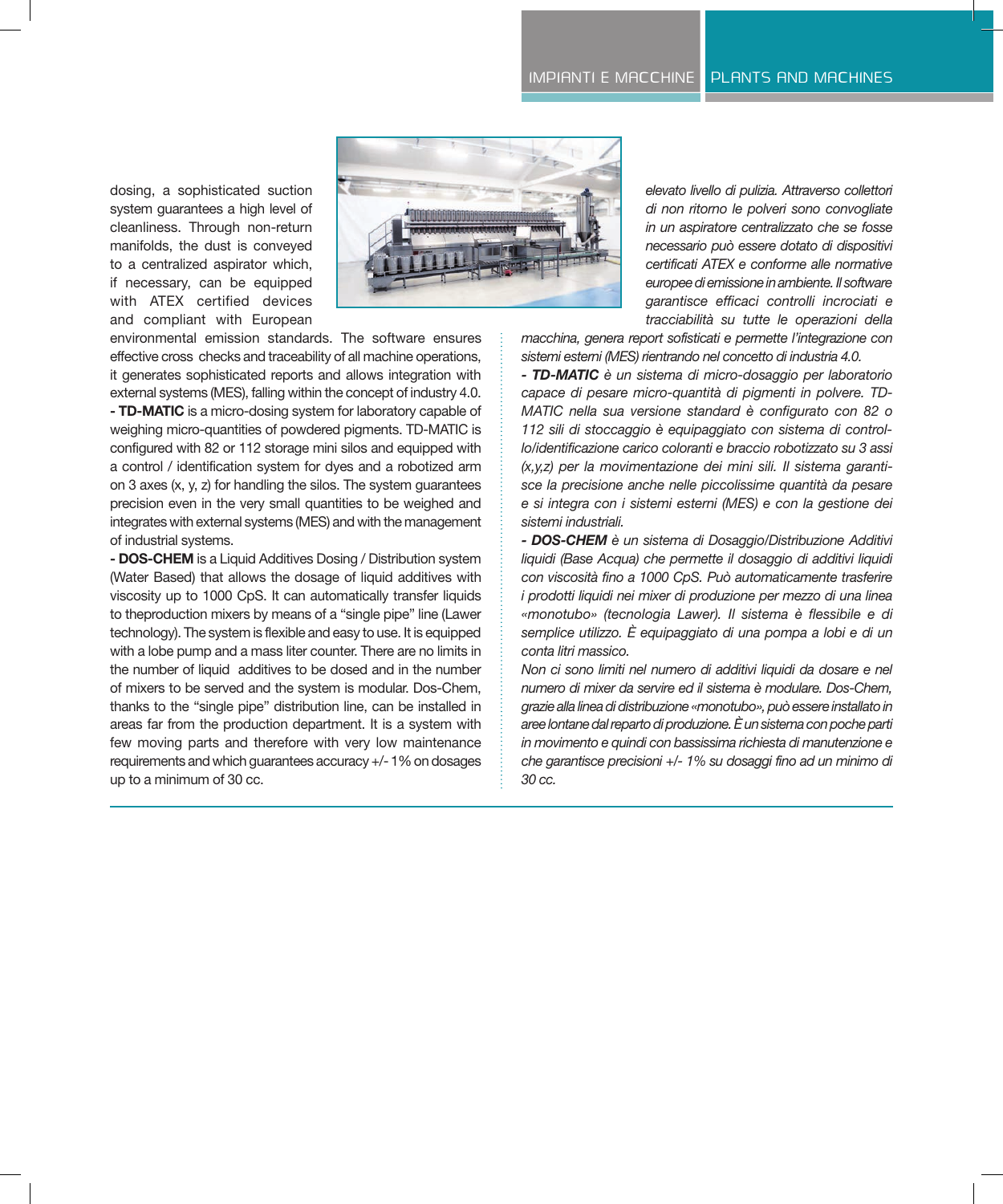dosing, a sophisticated suction system guarantees a high level of cleanliness. Through non-return manifolds, the dust is conveyed to a centralized aspirator which, if necessary, can be equipped with ATEX certified devices and compliant with European environmental emission standards. The software ensures effective cross checks and traceability of all machine operations, it generates sophisticated reports and allows integration with external systems (MES), falling within the concept of industry 4.0.

**- TD-MATIC** is a micro-dosing system for laboratory capable of weighing micro-quantities of powdered pigments. TD-MATIC is configured with 82 or 112 storage mini silos and equipped with a control / identification system for dyes and a robotized arm on 3 axes (x, y, z) for handling the silos. The system guarantees precision even in the very small quantities to be weighed and integrates with external systems (MES) and with the management of industrial systems.

**- DOS-CHEM** is a Liquid Additives Dosing / Distribution system (Water Based) that allows the dosage of liquid additives with viscosity up to 1000 CpS. It can automatically transfer liquids to theproduction mixers by means of a "single pipe" line (Lawer technology). The system is flexible and easy to use. It is equipped with a lobe pump and a mass liter counter. There are no limits in the number of liquid additives to be dosed and in the number of mixers to be served and the system is modular. Dos-Chem, thanks to the "single pipe" distribution line, can be installed in areas far from the production department. It is a system with few moving parts and therefore with very low maintenance requirements and which guarantees accuracy +/- 1% on dosages up to a minimum of 30 cc.

*elevato livello di pulizia. Attraverso collettori di non ritorno le polveri sono convogliate in un aspiratore centralizzato che se fosse necessario può essere dotato di dispositivi certificati ATEX e conforme alle normative europee di emissione in ambiente. Il software garantisce efficaci controlli incrociati e tracciabilità su tutte le operazioni della macchina, genera report sofisticati e permette l'integrazione con sistemi esterni (MES) rientrando nel concetto di industria 4.0.*

***- TD-MATIC** è un sistema di micro-dosaggio per laboratorio capace di pesare micro-quantità di pigmenti in polvere. TD-MATIC nella sua versione standard è configurato con 82 o 112 sili di stoccaggio è equipaggiato con sistema di controllo/identificazione carico coloranti e braccio robotizzato su 3 assi (x,y,z) per la movimentazione dei mini sili. Il sistema garantisce la precisione anche nelle piccolissime quantità da pesare e si integra con i sistemi esterni (MES) e con la gestione dei sistemi industriali.*

***- DOS-CHEM** è un sistema di Dosaggio/Distribuzione Additivi liquidi (Base Acqua) che permette il dosaggio di additivi liquidi con viscosità fino a 1000 CpS. Può automaticamente trasferire i prodotti liquidi nei mixer di produzione per mezzo di una linea «monotubo» (tecnologia Lawer). Il sistema è flessibile e di semplice utilizzo. È equipaggiato di una pompa a lobi e di un conta litri massico.*

*Non ci sono limiti nel numero di additivi liquidi da dosare e nel numero di mixer da servire ed il sistema è modulare. Dos-Chem, grazie alla linea di distribuzione «monotubo», può essere installato in aree lontane dal reparto di produzione. È un sistema con poche parti in movimento e quindi con bassissima richiesta di manutenzione e che garantisce precisioni +/- 1% su dosaggi fino ad un minimo di 30 cc.*